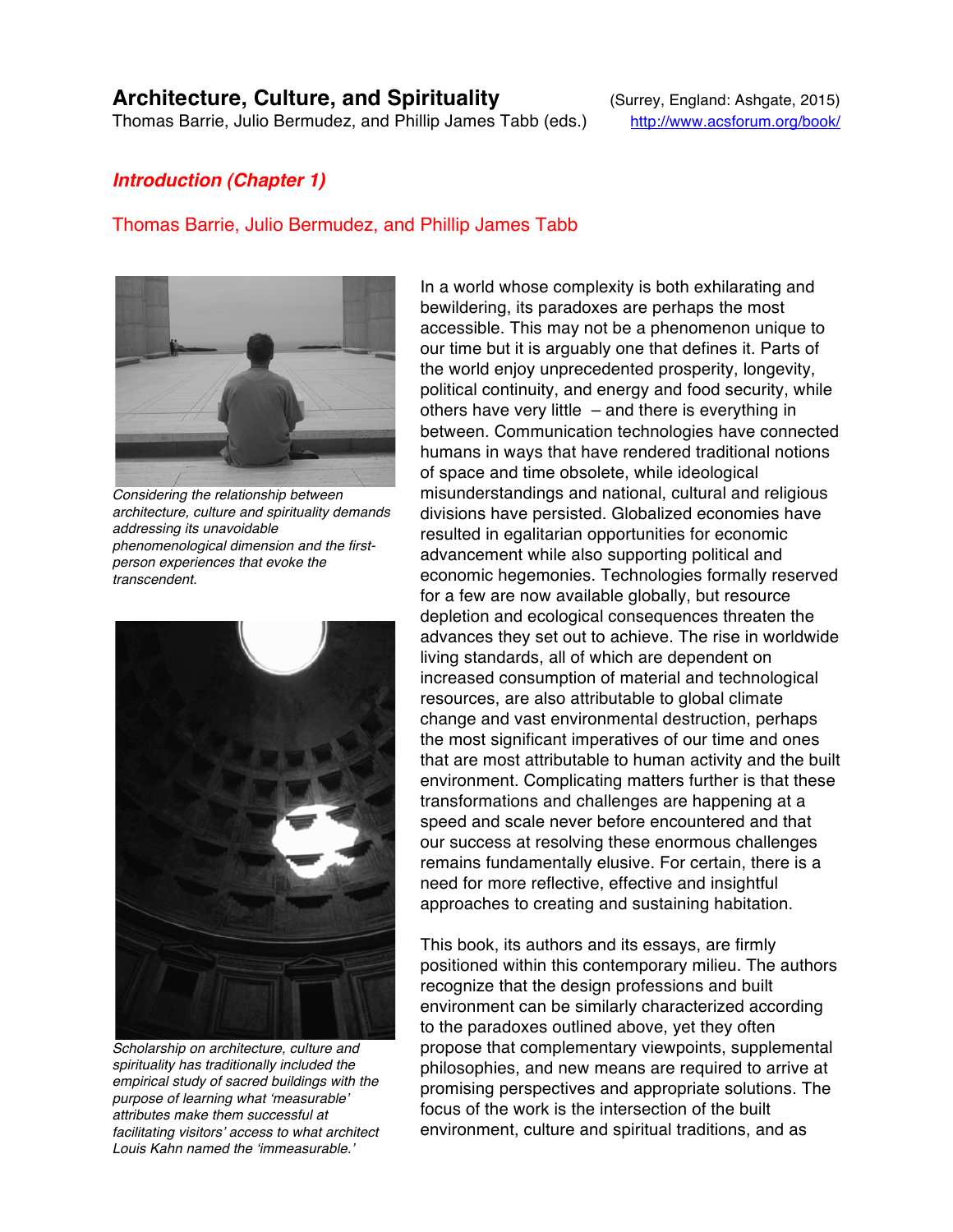# Architecture, Culture, and Spirituality

Thomas Barrie, Julio Bermudez, and Phillip James Tabb (eds.)

(Surrey, England: Ashgate, 2015)
http://www.acsforum.org/book/

## *Introduction (Chapter 1)*

Thomas Barrie, Julio Bermudez, and Phillip James Tabb

*Considering the relationship between architecture, culture and spirituality demands addressing its unavoidable phenomenological dimension and the first-person experiences that evoke the transcendent.*

*Scholarship on architecture, culture and spirituality has traditionally included the empirical study of sacred buildings with the purpose of learning what 'measurable' attributes make them successful at facilitating visitors' access to what architect Louis Kahn named the 'immeasurable.'*

In a world whose complexity is both exhilarating and bewildering, its paradoxes are perhaps the most accessible. This may not be a phenomenon unique to our time but it is arguably one that defines it. Parts of the world enjoy unprecedented prosperity, longevity, political continuity, and energy and food security, while others have very little – and there is everything in between. Communication technologies have connected humans in ways that have rendered traditional notions of space and time obsolete, while ideological misunderstandings and national, cultural and religious divisions have persisted. Globalized economies have resulted in egalitarian opportunities for economic advancement while also supporting political and economic hegemonies. Technologies formally reserved for a few are now available globally, but resource depletion and ecological consequences threaten the advances they set out to achieve. The rise in worldwide living standards, all of which are dependent on increased consumption of material and technological resources, are also attributable to global climate change and vast environmental destruction, perhaps the most significant imperatives of our time and ones that are most attributable to human activity and the built environment. Complicating matters further is that these transformations and challenges are happening at a speed and scale never before encountered and that our success at resolving these enormous challenges remains fundamentally elusive. For certain, there is a need for more reflective, effective and insightful approaches to creating and sustaining habitation.

This book, its authors and its essays, are firmly positioned within this contemporary milieu. The authors recognize that the design professions and built environment can be similarly characterized according to the paradoxes outlined above, yet they often propose that complementary viewpoints, supplemental philosophies, and new means are required to arrive at promising perspectives and appropriate solutions. The focus of the work is the intersection of the built environment, culture and spiritual traditions, and as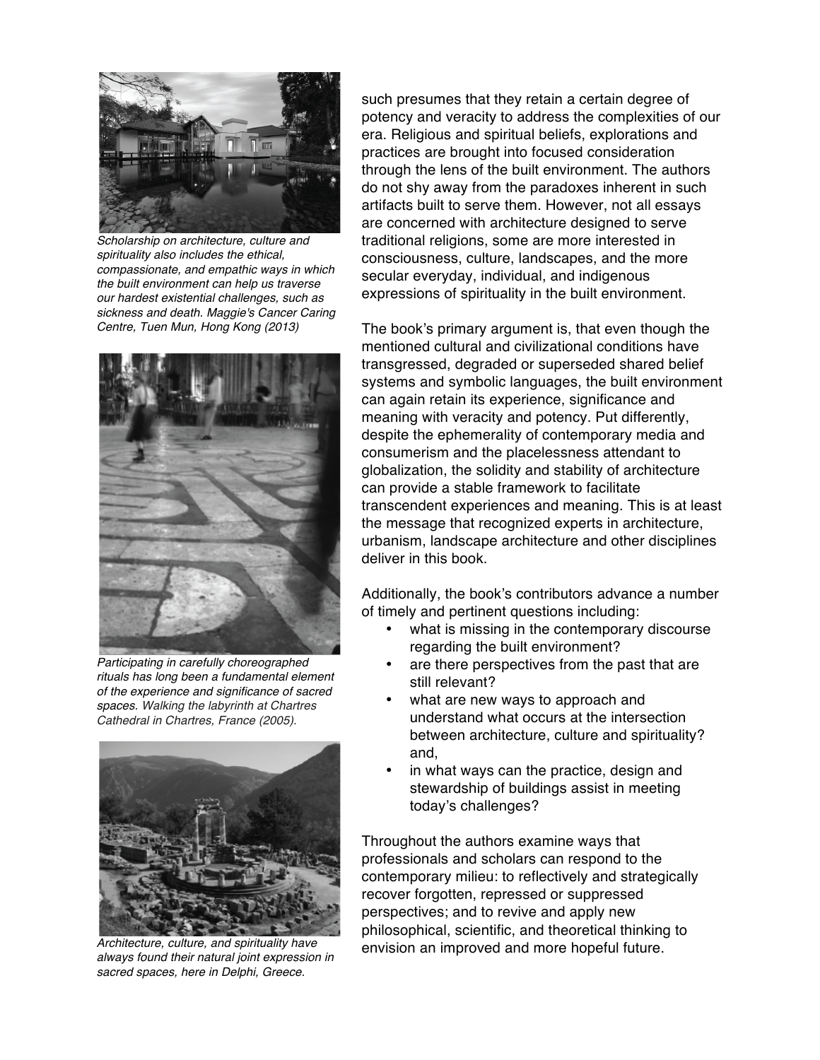*Scholarship on architecture, culture and spirituality also includes the ethical, compassionate, and empathic ways in which the built environment can help us traverse our hardest existential challenges, such as sickness and death. Maggie's Cancer Caring Centre, Tuen Mun, Hong Kong (2013)*

*Participating in carefully choreographed rituals has long been a fundamental element of the experience and significance of sacred spaces. Walking the labyrinth at Chartres Cathedral in Chartres, France (2005).*

*Architecture, culture, and spirituality have always found their natural joint expression in sacred spaces, here in Delphi, Greece.*

such presumes that they retain a certain degree of potency and veracity to address the complexities of our era. Religious and spiritual beliefs, explorations and practices are brought into focused consideration through the lens of the built environment. The authors do not shy away from the paradoxes inherent in such artifacts built to serve them. However, not all essays are concerned with architecture designed to serve traditional religions, some are more interested in consciousness, culture, landscapes, and the more secular everyday, individual, and indigenous expressions of spirituality in the built environment.

The book's primary argument is, that even though the mentioned cultural and civilizational conditions have transgressed, degraded or superseded shared belief systems and symbolic languages, the built environment can again retain its experience, significance and meaning with veracity and potency. Put differently, despite the ephemerality of contemporary media and consumerism and the placelessness attendant to globalization, the solidity and stability of architecture can provide a stable framework to facilitate transcendent experiences and meaning. This is at least the message that recognized experts in architecture, urbanism, landscape architecture and other disciplines deliver in this book.

Additionally, the book's contributors advance a number of timely and pertinent questions including:

- what is missing in the contemporary discourse regarding the built environment?
- are there perspectives from the past that are still relevant?
- what are new ways to approach and understand what occurs at the intersection between architecture, culture and spirituality? and,
- in what ways can the practice, design and stewardship of buildings assist in meeting today's challenges?

Throughout the authors examine ways that professionals and scholars can respond to the contemporary milieu: to reflectively and strategically recover forgotten, repressed or suppressed perspectives; and to revive and apply new philosophical, scientific, and theoretical thinking to envision an improved and more hopeful future.